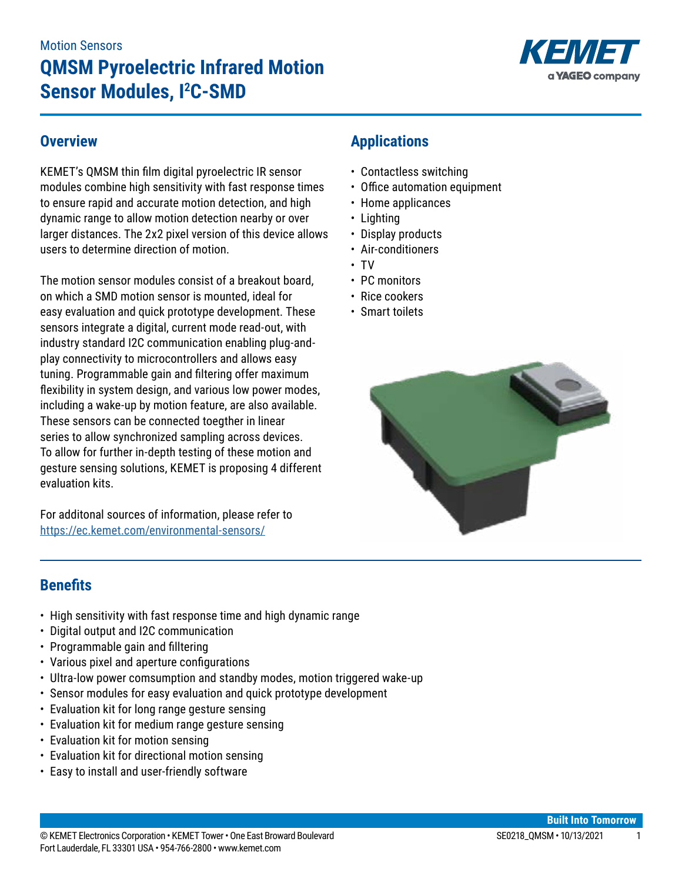Motion Sensors

# QMSM Pyroelectric Infrared Motion Sensor Modules, I²C-SMD

## Overview

KEMET's QMSM thin film digital pyroelectric IR sensor modules combine high sensitivity with fast response times to ensure rapid and accurate motion detection, and high dynamic range to allow motion detection nearby or over larger distances. The 2x2 pixel version of this device allows users to determine direction of motion.

The motion sensor modules consist of a breakout board, on which a SMD motion sensor is mounted, ideal for easy evaluation and quick prototype development. These sensors integrate a digital, current mode read-out, with industry standard I2C communication enabling plug-and-play connectivity to microcontrollers and allows easy tuning. Programmable gain and filtering offer maximum flexibility in system design, and various low power modes, including a wake-up by motion feature, are also available. These sensors can be connected toegther in linear series to allow synchronized sampling across devices. To allow for further in-depth testing of these motion and gesture sensing solutions, KEMET is proposing 4 different evaluation kits.

For additonal sources of information, please refer to https://ec.kemet.com/environmental-sensors/

## Applications

- Contactless switching
- Office automation equipment
- Home applicances
- Lighting
- Display products
- Air-conditioners
- TV
- PC monitors
- Rice cookers
- Smart toilets

## Benefits

- High sensitivity with fast response time and high dynamic range
- Digital output and I2C communication
- Programmable gain and filltering
- Various pixel and aperture configurations
- Ultra-low power comsumption and standby modes, motion triggered wake-up
- Sensor modules for easy evaluation and quick prototype development
- Evaluation kit for long range gesture sensing
- Evaluation kit for medium range gesture sensing
- Evaluation kit for motion sensing
- Evaluation kit for directional motion sensing
- Easy to install and user-friendly software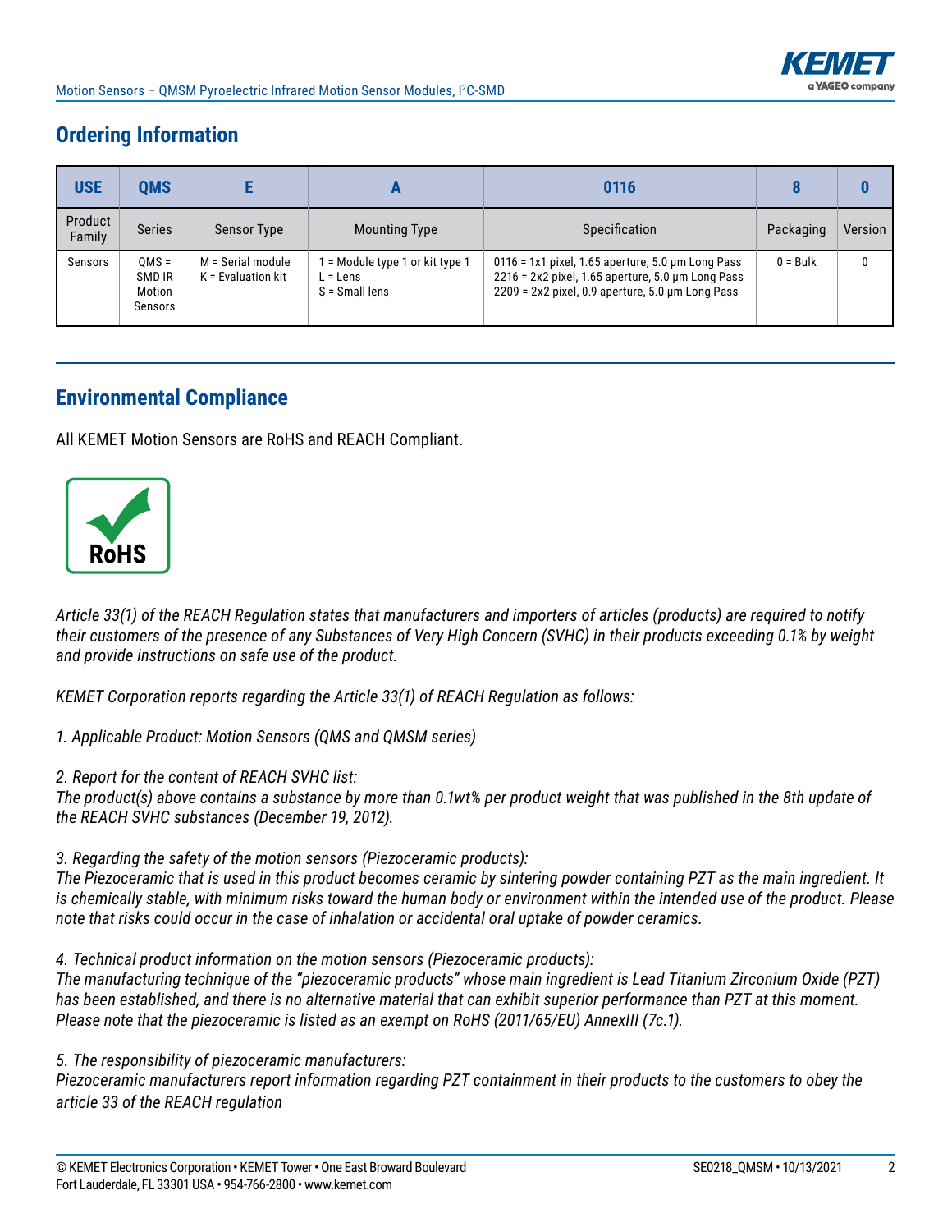## Ordering Information

| USE | QMS | E | A | 0116 | 8 | 0 |
|---|---|---|---|---|---|---|
| Product Family | Series | Sensor Type | Mounting Type | Specification | Packaging | Version |
| Sensors | QMS = SMD IR Motion Sensors | M = Serial module<br>K = Evaluation kit | 1 = Module type 1 or kit type 1<br>L = Lens<br>S = Small lens | 0116 = 1x1 pixel, 1.65 aperture, 5.0 µm Long Pass<br>2216 = 2x2 pixel, 1.65 aperture, 5.0 µm Long Pass<br>2209 = 2x2 pixel, 0.9 aperture, 5.0 µm Long Pass | 0 = Bulk | 0 |

## Environmental Compliance

All KEMET Motion Sensors are RoHS and REACH Compliant.

RoHS

*Article 33(1) of the REACH Regulation states that manufacturers and importers of articles (products) are required to notify their customers of the presence of any Substances of Very High Concern (SVHC) in their products exceeding 0.1% by weight and provide instructions on safe use of the product.*

*KEMET Corporation reports regarding the Article 33(1) of REACH Regulation as follows:*

*1. Applicable Product: Motion Sensors (QMS and QMSM series)*

*2. Report for the content of REACH SVHC list:*
*The product(s) above contains a substance by more than 0.1wt% per product weight that was published in the 8th update of the REACH SVHC substances (December 19, 2012).*

*3. Regarding the safety of the motion sensors (Piezoceramic products):*
*The Piezoceramic that is used in this product becomes ceramic by sintering powder containing PZT as the main ingredient. It is chemically stable, with minimum risks toward the human body or environment within the intended use of the product. Please note that risks could occur in the case of inhalation or accidental oral uptake of powder ceramics.*

*4. Technical product information on the motion sensors (Piezoceramic products):*
*The manufacturing technique of the "piezoceramic products" whose main ingredient is Lead Titanium Zirconium Oxide (PZT) has been established, and there is no alternative material that can exhibit superior performance than PZT at this moment. Please note that the piezoceramic is listed as an exempt on RoHS (2011/65/EU) AnnexIII (7c.1).*

*5. The responsibility of piezoceramic manufacturers:*
*Piezoceramic manufacturers report information regarding PZT containment in their products to the customers to obey the article 33 of the REACH regulation*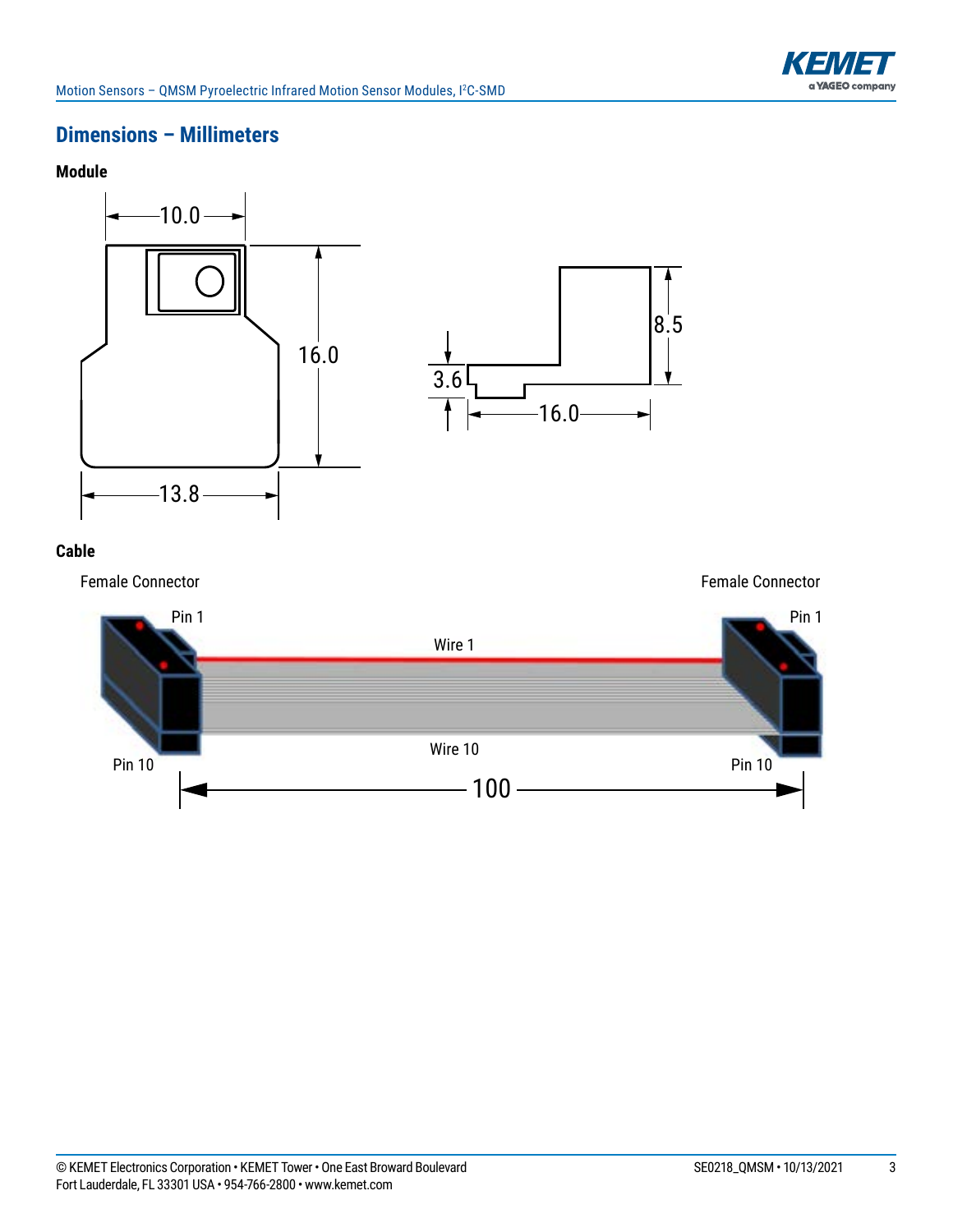## Dimensions – Millimeters

### Module

10.0

16.0

13.8

3.6

8.5

16.0

### Cable

Female Connector

Female Connector

Pin 1

Pin 1

Wire 1

Wire 10

Pin 10

Pin 10

100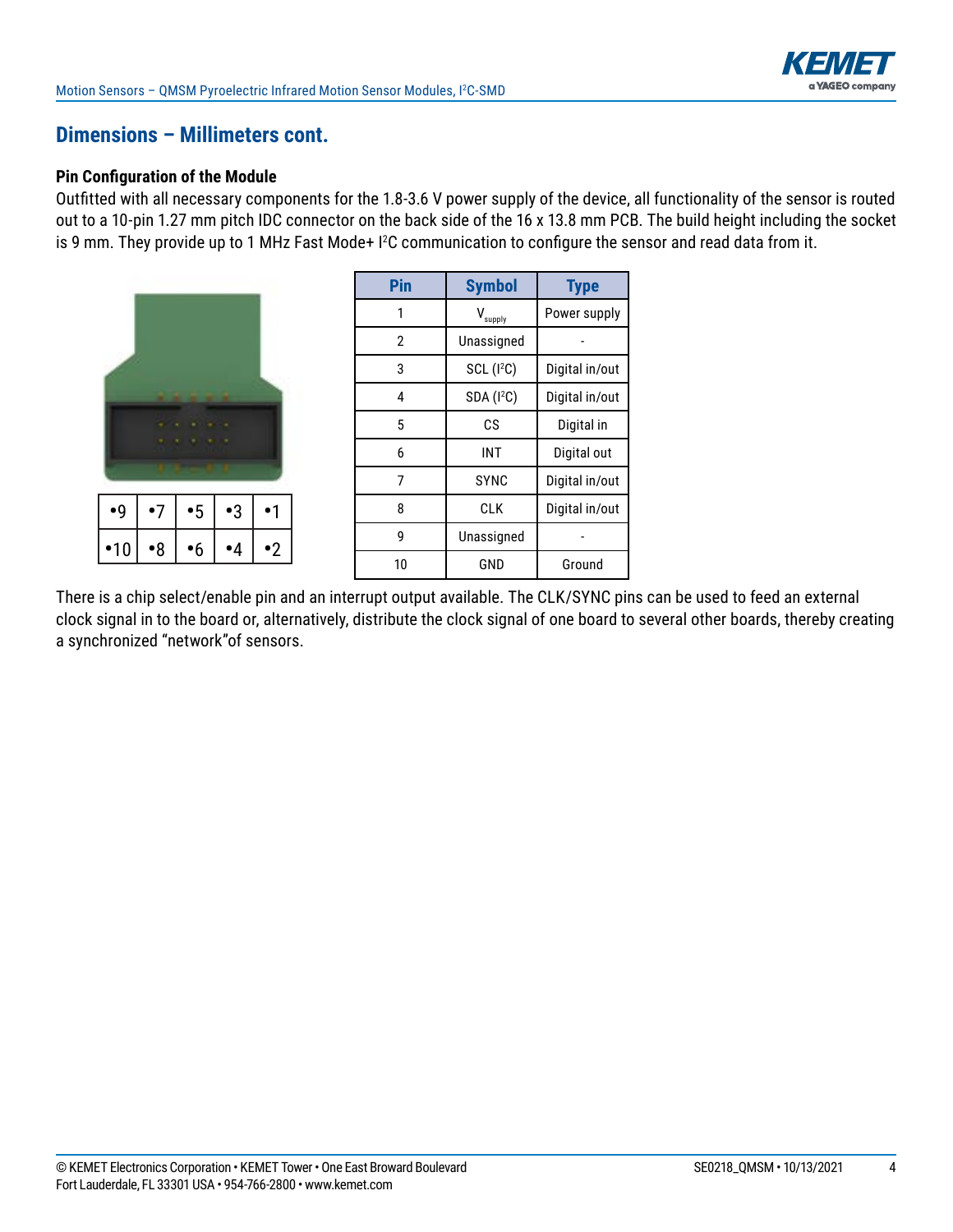## Dimensions – Millimeters cont.

### Pin Configuration of the Module

Outfitted with all necessary components for the 1.8-3.6 V power supply of the device, all functionality of the sensor is routed out to a 10-pin 1.27 mm pitch IDC connector on the back side of the 16 x 13.8 mm PCB. The build height including the socket is 9 mm. They provide up to 1 MHz Fast Mode+ I²C communication to configure the sensor and read data from it.

| •9 | •7 | •5 | •3 | •1 |
|---|---|---|---|---|
| •10 | •8 | •6 | •4 | •2 |

| Pin | Symbol | Type |
|---|---|---|
| 1 | $V_{supply}$ | Power supply |
| 2 | Unassigned | - |
| 3 | SCL (I²C) | Digital in/out |
| 4 | SDA (I²C) | Digital in/out |
| 5 | CS | Digital in |
| 6 | INT | Digital out |
| 7 | SYNC | Digital in/out |
| 8 | CLK | Digital in/out |
| 9 | Unassigned | - |
| 10 | GND | Ground |

There is a chip select/enable pin and an interrupt output available. The CLK/SYNC pins can be used to feed an external clock signal in to the board or, alternatively, distribute the clock signal of one board to several other boards, thereby creating a synchronized "network"of sensors.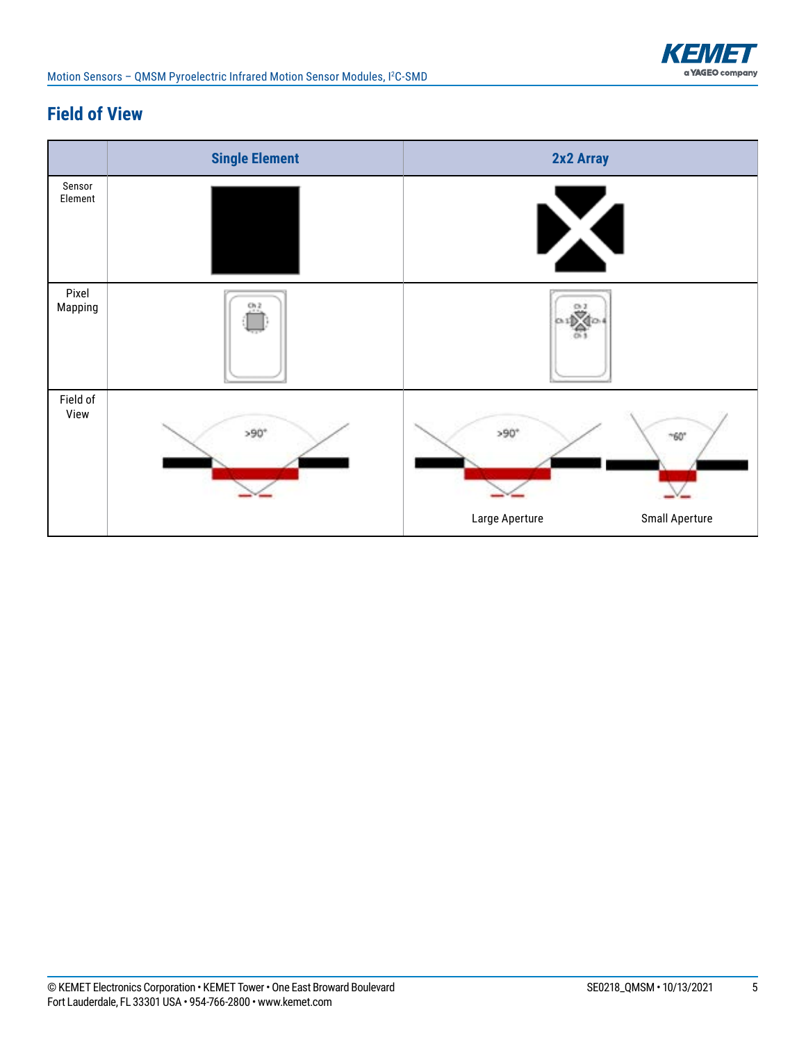## Field of View

| | Single Element | 2x2 Array | |
|---|---|---|---|
| Sensor Element | | | |
| Pixel Mapping | Ch 2 | Ch 2, Ch 1, Ch 4, Ch 3 | |
| Field of View | >90° | >90° | ~60° |
| | | Large Aperture | Small Aperture |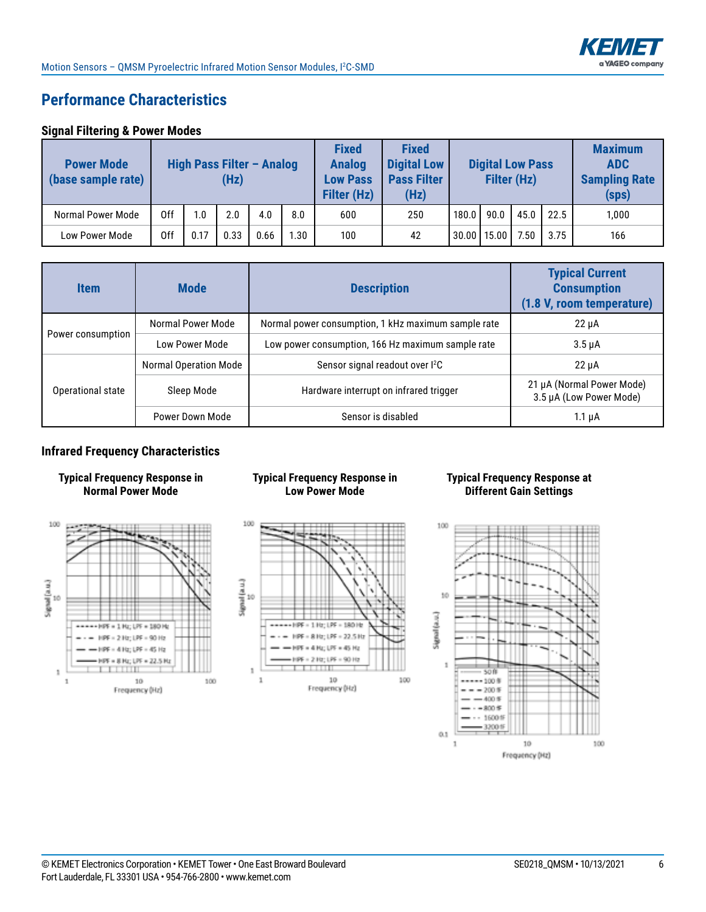## Performance Characteristics

### Signal Filtering & Power Modes

| Power Mode (base sample rate) | High Pass Filter – Analog (Hz) | | | | | Fixed Analog Low Pass Filter (Hz) | Fixed Digital Low Pass Filter (Hz) | Digital Low Pass Filter (Hz) | | | | Maximum ADC Sampling Rate (sps) |
|---|---|---|---|---|---|---|---|---|---|---|---|---|
| Normal Power Mode | Off | 1.0 | 2.0 | 4.0 | 8.0 | 600 | 250 | 180.0 | 90.0 | 45.0 | 22.5 | 1,000 |
| Low Power Mode | Off | 0.17 | 0.33 | 0.66 | 1.30 | 100 | 42 | 30.00 | 15.00 | 7.50 | 3.75 | 166 |

| Item | Mode | Description | Typical Current Consumption (1.8 V, room temperature) |
|---|---|---|---|
| Power consumption | Normal Power Mode | Normal power consumption, 1 kHz maximum sample rate | 22 µA |
| | Low Power Mode | Low power consumption, 166 Hz maximum sample rate | 3.5 µA |
| Operational state | Normal Operation Mode | Sensor signal readout over I²C | 22 µA |
| | Sleep Mode | Hardware interrupt on infrared trigger | 21 µA (Normal Power Mode)<br>3.5 µA (Low Power Mode) |
| | Power Down Mode | Sensor is disabled | 1.1 µA |

### Infrared Frequency Characteristics

**Typical Frequency Response in Normal Power Mode**

**Typical Frequency Response in Low Power Mode**

**Typical Frequency Response at Different Gain Settings**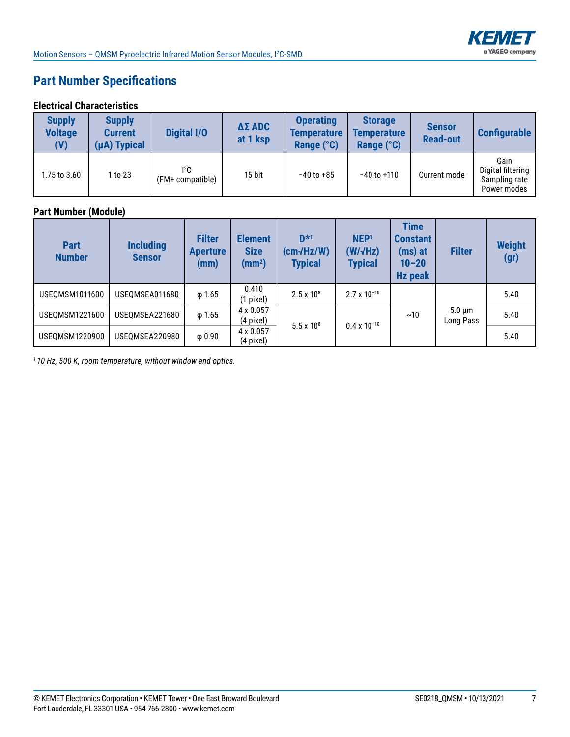## Part Number Specifications

### Electrical Characteristics

| Supply Voltage (V) | Supply Current (µA) Typical | Digital I/O | ΔΣ ADC at 1 ksp | Operating Temperature Range (°C) | Storage Temperature Range (°C) | Sensor Read-out | Configurable |
|---|---|---|---|---|---|---|---|
| 1.75 to 3.60 | 1 to 23 | $I^2C$ (FM+ compatible) | 15 bit | −40 to +85 | −40 to +110 | Current mode | Gain Digital filtering Sampling rate Power modes |

### Part Number (Module)

| Part Number | Including Sensor | Filter Aperture (mm) | Element Size ($mm^2$) | D*[1] (cm√Hz/W) Typical | NEP[1] (W/√Hz) Typical | Time Constant (ms) at 10–20 Hz peak | Filter | Weight (gr) |
|---|---|---|---|---|---|---|---|---|
| USEQMSM1011600 | USEQMSEA011680 | φ 1.65 | 0.410 (1 pixel) | $2.5 \times 10^8$ | $2.7 \times 10^{-10}$ | ~10 | 5.0 µm Long Pass | 5.40 |
| USEQMSM1221600 | USEQMSEA221680 | φ 1.65 | 4 x 0.057 (4 pixel) | $5.5 \times 10^8$ | $0.4 \times 10^{-10}$ | | | 5.40 |
| USEQMSM1220900 | USEQMSEA220980 | φ 0.90 | 4 x 0.057 (4 pixel) | | | | | 5.40 |

[1] *10 Hz, 500 K, room temperature, without window and optics.*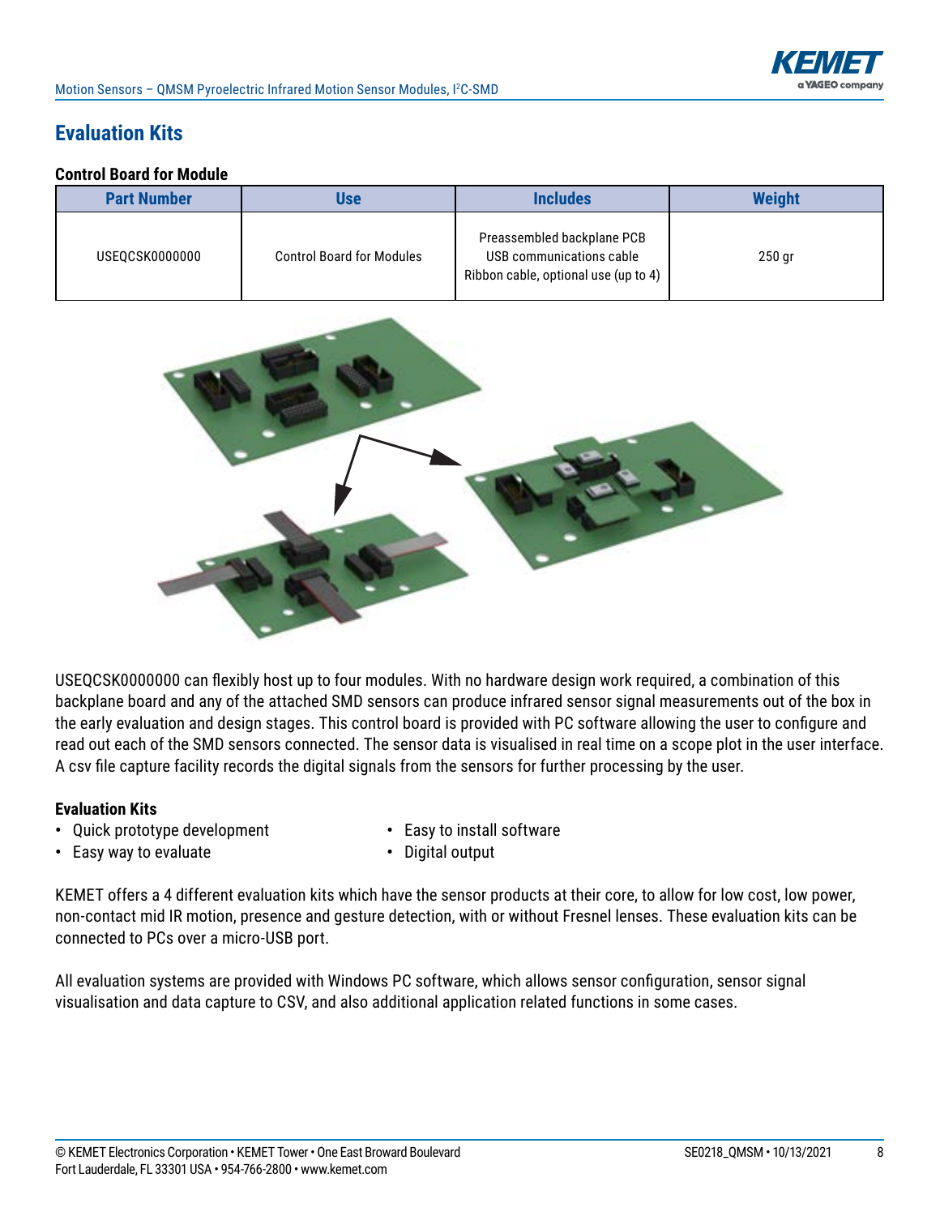## Evaluation Kits

### Control Board for Module

| Part Number | Use | Includes | Weight |
|---|---|---|---|
| USEQCSK0000000 | Control Board for Modules | Preassembled backplane PCB<br>USB communications cable<br>Ribbon cable, optional use (up to 4) | 250 gr |

USEQCSK0000000 can flexibly host up to four modules. With no hardware design work required, a combination of this backplane board and any of the attached SMD sensors can produce infrared sensor signal measurements out of the box in the early evaluation and design stages. This control board is provided with PC software allowing the user to configure and read out each of the SMD sensors connected. The sensor data is visualised in real time on a scope plot in the user interface. A csv file capture facility records the digital signals from the sensors for further processing by the user.

### Evaluation Kits

- Quick prototype development
- Easy way to evaluate
- Easy to install software
- Digital output

KEMET offers a 4 different evaluation kits which have the sensor products at their core, to allow for low cost, low power, non-contact mid IR motion, presence and gesture detection, with or without Fresnel lenses. These evaluation kits can be connected to PCs over a micro-USB port.

All evaluation systems are provided with Windows PC software, which allows sensor configuration, sensor signal visualisation and data capture to CSV, and also additional application related functions in some cases.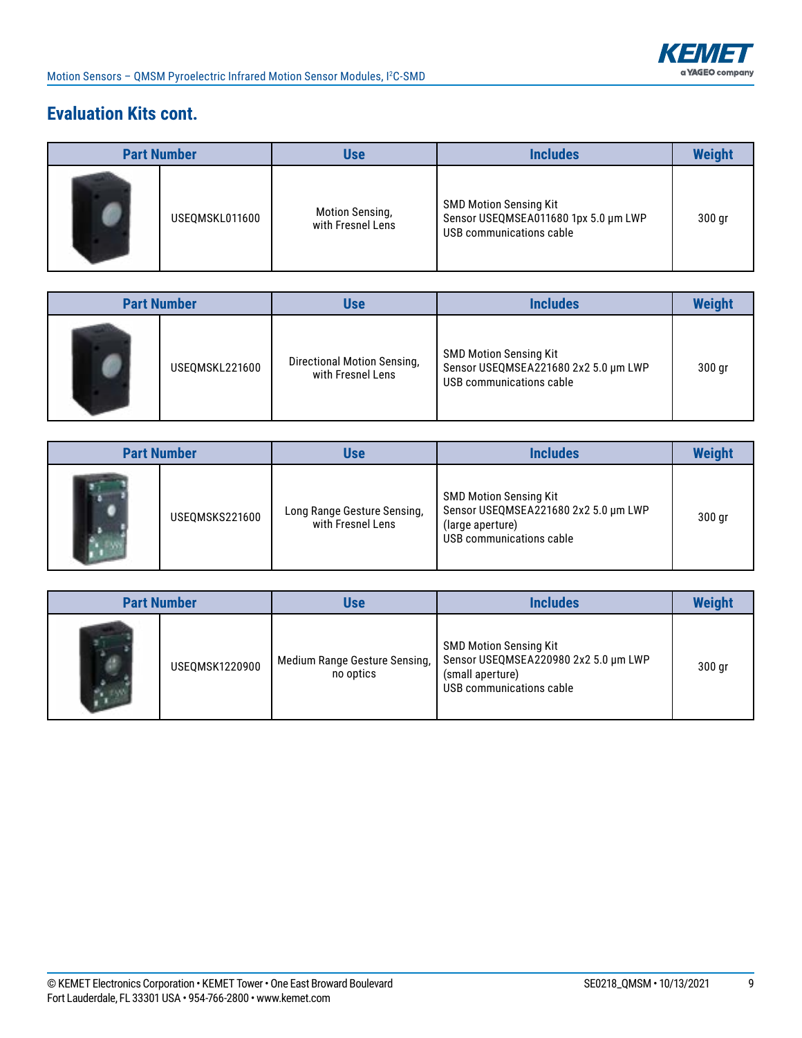## Evaluation Kits cont.

| Part Number | | Use | Includes | Weight |
|---|---|---|---|---|
| | USEQMSKL011600 | Motion Sensing, with Fresnel Lens | SMD Motion Sensing Kit<br>Sensor USEQMSEA011680 1px 5.0 µm LWP<br>USB communications cable | 300 gr |

| Part Number | | Use | Includes | Weight |
|---|---|---|---|---|
| | USEQMSKL221600 | Directional Motion Sensing, with Fresnel Lens | SMD Motion Sensing Kit<br>Sensor USEQMSEA221680 2x2 5.0 µm LWP<br>USB communications cable | 300 gr |

| Part Number | | Use | Includes | Weight |
|---|---|---|---|---|
| | USEQMSKS221600 | Long Range Gesture Sensing, with Fresnel Lens | SMD Motion Sensing Kit<br>Sensor USEQMSEA221680 2x2 5.0 µm LWP<br>(large aperture)<br>USB communications cable | 300 gr |

| Part Number | | Use | Includes | Weight |
|---|---|---|---|---|
| | USEQMSK1220900 | Medium Range Gesture Sensing, no optics | SMD Motion Sensing Kit<br>Sensor USEQMSEA220980 2x2 5.0 µm LWP<br>(small aperture)<br>USB communications cable | 300 gr |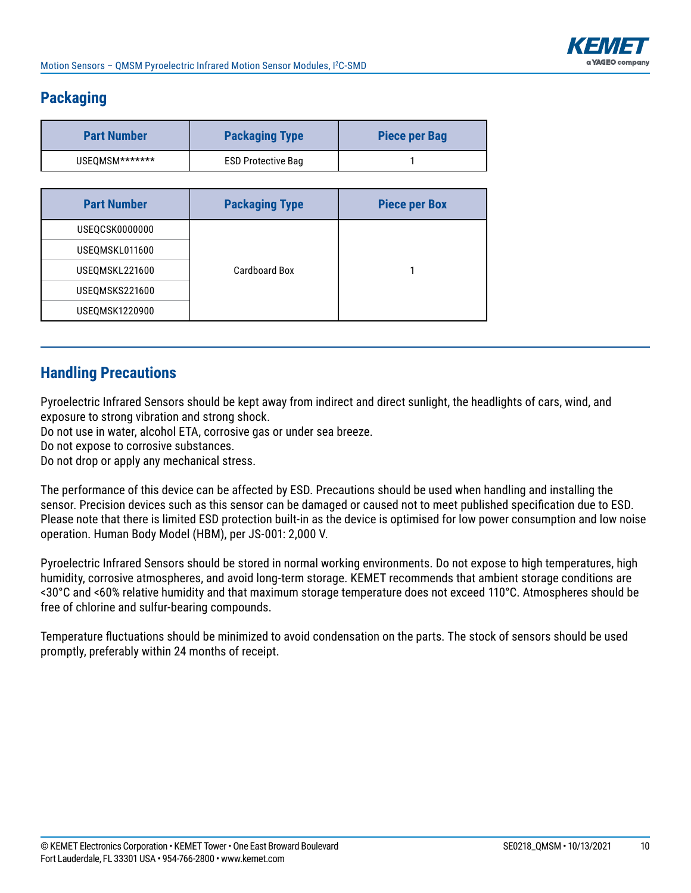## Packaging

| Part Number | Packaging Type | Piece per Bag |
|---|---|---|
| USEQMSM******* | ESD Protective Bag | 1 |

| Part Number | Packaging Type | Piece per Box |
|---|---|---|
| USEQCSK0000000 | Cardboard Box | 1 |
| USEQMSKL011600 | | |
| USEQMSKL221600 | | |
| USEQMSKS221600 | | |
| USEQMSK1220900 | | |

## Handling Precautions

Pyroelectric Infrared Sensors should be kept away from indirect and direct sunlight, the headlights of cars, wind, and exposure to strong vibration and strong shock.
Do not use in water, alcohol ETA, corrosive gas or under sea breeze.
Do not expose to corrosive substances.
Do not drop or apply any mechanical stress.

The performance of this device can be affected by ESD. Precautions should be used when handling and installing the sensor. Precision devices such as this sensor can be damaged or caused not to meet published specification due to ESD. Please note that there is limited ESD protection built-in as the device is optimised for low power consumption and low noise operation. Human Body Model (HBM), per JS-001: 2,000 V.

Pyroelectric Infrared Sensors should be stored in normal working environments. Do not expose to high temperatures, high humidity, corrosive atmospheres, and avoid long-term storage. KEMET recommends that ambient storage conditions are <30°C and <60% relative humidity and that maximum storage temperature does not exceed 110°C. Atmospheres should be free of chlorine and sulfur-bearing compounds.

Temperature fluctuations should be minimized to avoid condensation on the parts. The stock of sensors should be used promptly, preferably within 24 months of receipt.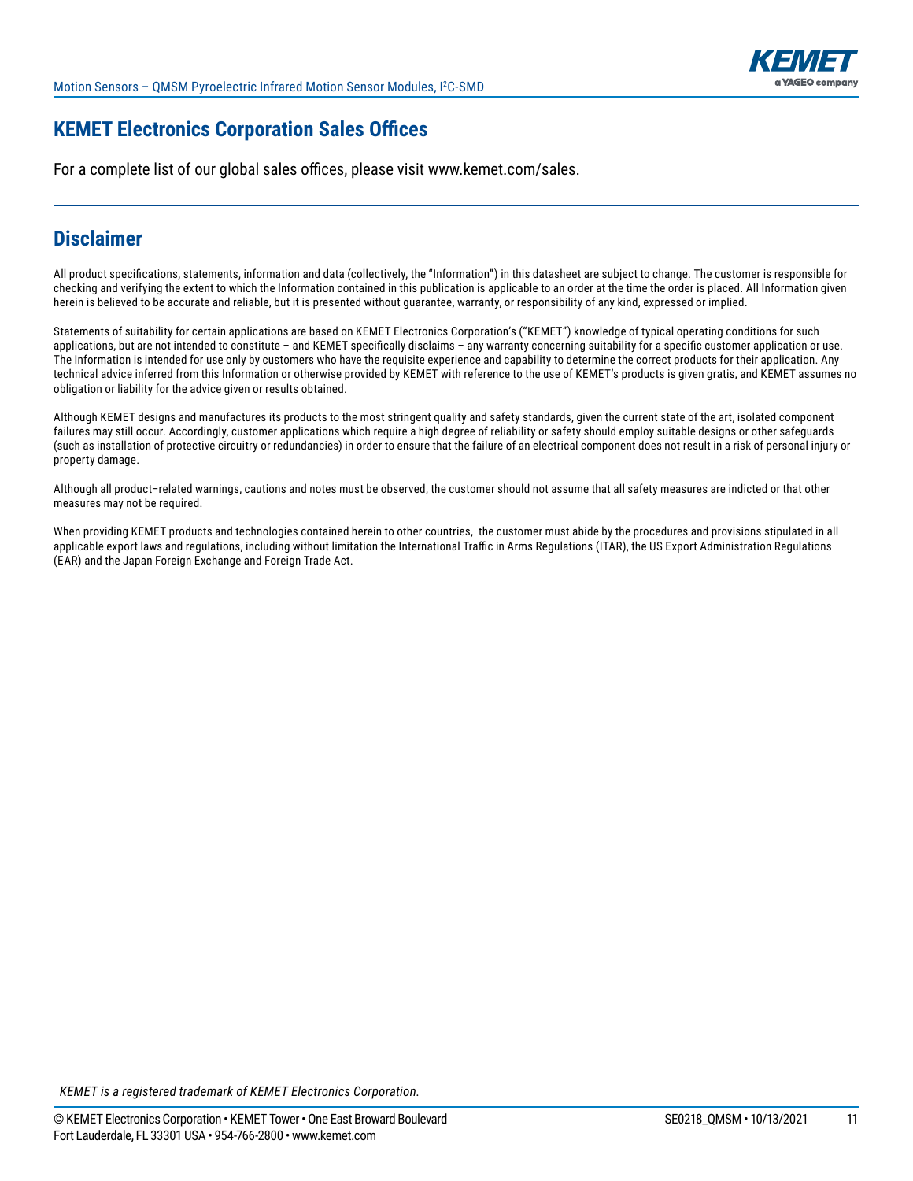## KEMET Electronics Corporation Sales Offices

For a complete list of our global sales offices, please visit www.kemet.com/sales.

## Disclaimer

All product specifications, statements, information and data (collectively, the "Information") in this datasheet are subject to change. The customer is responsible for checking and verifying the extent to which the Information contained in this publication is applicable to an order at the time the order is placed. All Information given herein is believed to be accurate and reliable, but it is presented without guarantee, warranty, or responsibility of any kind, expressed or implied.

Statements of suitability for certain applications are based on KEMET Electronics Corporation's ("KEMET") knowledge of typical operating conditions for such applications, but are not intended to constitute – and KEMET specifically disclaims – any warranty concerning suitability for a specific customer application or use. The Information is intended for use only by customers who have the requisite experience and capability to determine the correct products for their application. Any technical advice inferred from this Information or otherwise provided by KEMET with reference to the use of KEMET's products is given gratis, and KEMET assumes no obligation or liability for the advice given or results obtained.

Although KEMET designs and manufactures its products to the most stringent quality and safety standards, given the current state of the art, isolated component failures may still occur. Accordingly, customer applications which require a high degree of reliability or safety should employ suitable designs or other safeguards (such as installation of protective circuitry or redundancies) in order to ensure that the failure of an electrical component does not result in a risk of personal injury or property damage.

Although all product–related warnings, cautions and notes must be observed, the customer should not assume that all safety measures are indicted or that other measures may not be required.

When providing KEMET products and technologies contained herein to other countries, the customer must abide by the procedures and provisions stipulated in all applicable export laws and regulations, including without limitation the International Traffic in Arms Regulations (ITAR), the US Export Administration Regulations (EAR) and the Japan Foreign Exchange and Foreign Trade Act.

*KEMET is a registered trademark of KEMET Electronics Corporation.*